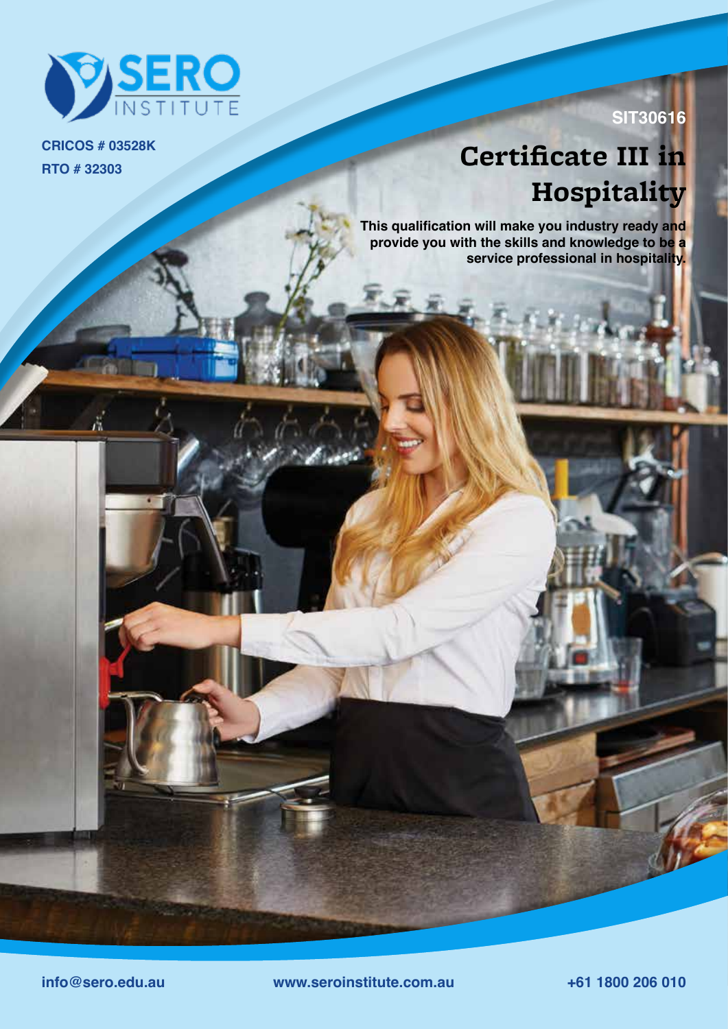SERO INSTITUTE

**CRICOS # 03528K**
**RTO # 32303**

**SIT30616**

# Certificate III in Hospitality

**This qualification will make you industry ready and provide you with the skills and knowledge to be a service professional in hospitality.**

**info@sero.edu.au** **www.seroinstitute.com.au** **+61 1800 206 010**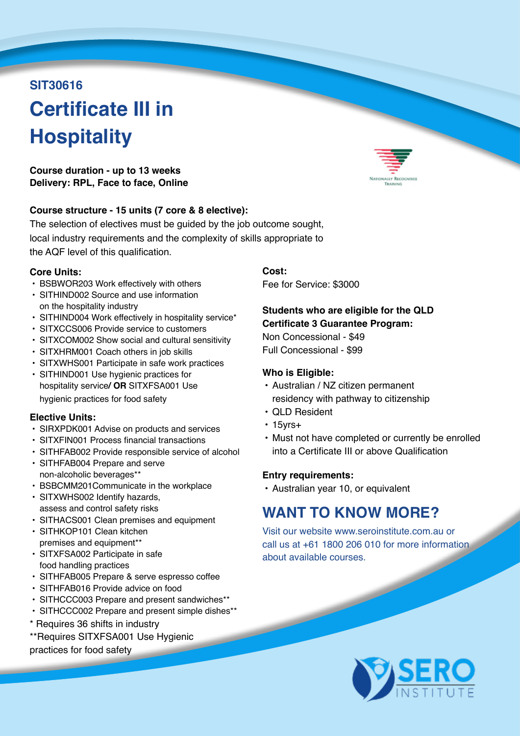SIT30616

# Certificate III in Hospitality

**Course duration - up to 13 weeks**
**Delivery: RPL, Face to face, Online**

Nationally Recognised Training

**Course structure - 15 units (7 core & 8 elective):**

The selection of electives must be guided by the job outcome sought, local industry requirements and the complexity of skills appropriate to the AQF level of this qualification.

**Core Units:**

- BSBWOR203 Work effectively with others
- SITHIND002 Source and use information on the hospitality industry
- SITHIND004 Work effectively in hospitality service*
- SITXCCS006 Provide service to customers
- SITXCOM002 Show social and cultural sensitivity
- SITXHRM001 Coach others in job skills
- SITXWHS001 Participate in safe work practices
- SITHIND001 Use hygienic practices for hospitality service**/ OR** SITXFSA001 Use hygienic practices for food safety

**Elective Units:**

- SIRXPDK001 Advise on products and services
- SITXFIN001 Process financial transactions
- SITHFAB002 Provide responsible service of alcohol
- SITHFAB004 Prepare and serve non-alcoholic beverages**
- BSBCMM201Communicate in the workplace
- SITXWHS002 Identify hazards, assess and control safety risks
- SITHACS001 Clean premises and equipment
- SITHKOP101 Clean kitchen premises and equipment**
- SITXFSA002 Participate in safe food handling practices
- SITHFAB005 Prepare & serve espresso coffee
- SITHFAB016 Provide advice on food
- SITHCCC003 Prepare and present sandwiches**
- SITHCCC002 Prepare and present simple dishes**

* Requires 36 shifts in industry

**Requires SITXFSA001 Use Hygienic practices for food safety

**Cost:**

Fee for Service: $3000

**Students who are eligible for the QLD Certificate 3 Guarantee Program:**

Non Concessional - $49
Full Concessional - $99

**Who is Eligible:**

- Australian / NZ citizen permanent residency with pathway to citizenship
- QLD Resident
- 15yrs+
- Must not have completed or currently be enrolled into a Certificate III or above Qualification

**Entry requirements:**

- Australian year 10, or equivalent

## WANT TO KNOW MORE?

Visit our website www.seroinstitute.com.au or call us at +61 1800 206 010 for more information about available courses.

SERO INSTITUTE